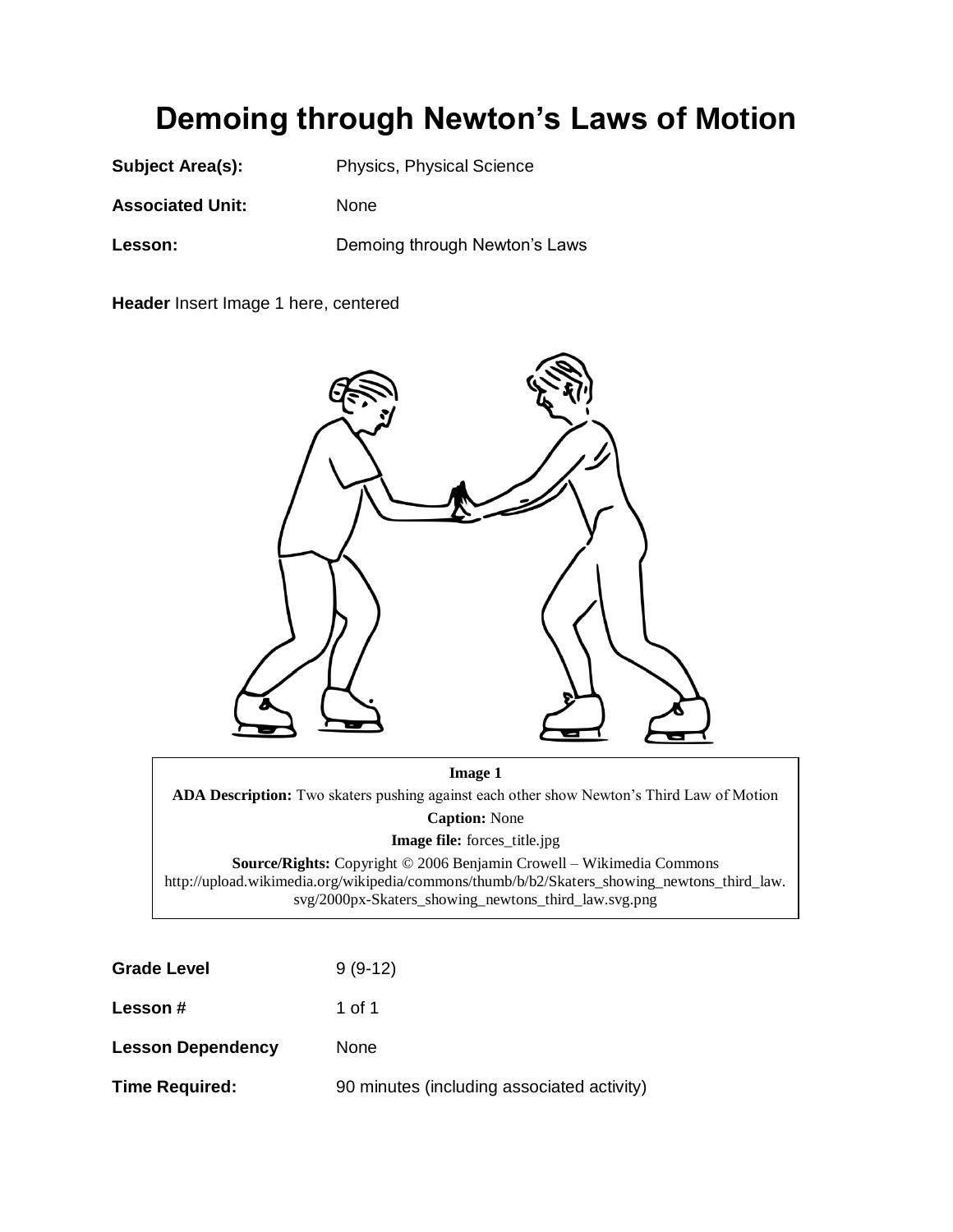# Demoing through Newton's Laws of Motion

**Subject Area(s):** Physics, Physical Science

**Associated Unit:** None

**Lesson:** Demoing through Newton's Laws

**Header** Insert Image 1 here, centered

**Image 1**

**ADA Description:** Two skaters pushing against each other show Newton's Third Law of Motion

**Caption:** None

**Image file:** forces_title.jpg

**Source/Rights:** Copyright © 2006 Benjamin Crowell – Wikimedia Commons http://upload.wikimedia.org/wikipedia/commons/thumb/b/b2/Skaters_showing_newtons_third_law.svg/2000px-Skaters_showing_newtons_third_law.svg.png

**Grade Level** 9 (9-12)

**Lesson #** 1 of 1

**Lesson Dependency** None

**Time Required:** 90 minutes (including associated activity)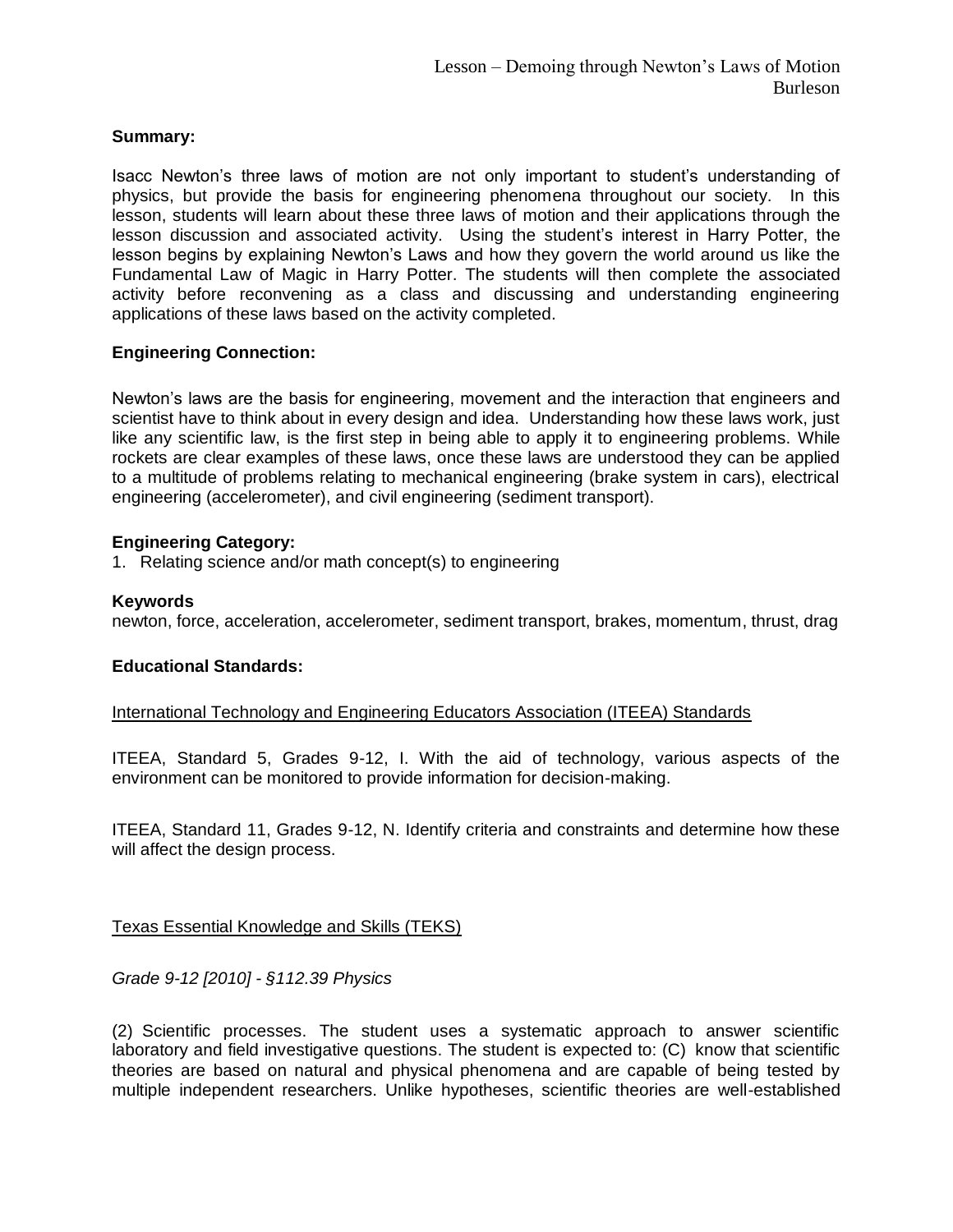**Summary:**

Isacc Newton's three laws of motion are not only important to student's understanding of physics, but provide the basis for engineering phenomena throughout our society. In this lesson, students will learn about these three laws of motion and their applications through the lesson discussion and associated activity. Using the student's interest in Harry Potter, the lesson begins by explaining Newton's Laws and how they govern the world around us like the Fundamental Law of Magic in Harry Potter. The students will then complete the associated activity before reconvening as a class and discussing and understanding engineering applications of these laws based on the activity completed.

**Engineering Connection:**

Newton's laws are the basis for engineering, movement and the interaction that engineers and scientist have to think about in every design and idea. Understanding how these laws work, just like any scientific law, is the first step in being able to apply it to engineering problems. While rockets are clear examples of these laws, once these laws are understood they can be applied to a multitude of problems relating to mechanical engineering (brake system in cars), electrical engineering (accelerometer), and civil engineering (sediment transport).

**Engineering Category:**

1. Relating science and/or math concept(s) to engineering

**Keywords**

newton, force, acceleration, accelerometer, sediment transport, brakes, momentum, thrust, drag

**Educational Standards:**

International Technology and Engineering Educators Association (ITEEA) Standards

ITEEA, Standard 5, Grades 9-12, I. With the aid of technology, various aspects of the environment can be monitored to provide information for decision-making.

ITEEA, Standard 11, Grades 9-12, N. Identify criteria and constraints and determine how these will affect the design process.

Texas Essential Knowledge and Skills (TEKS)

*Grade 9-12 [2010] - §112.39 Physics*

(2) Scientific processes. The student uses a systematic approach to answer scientific laboratory and field investigative questions. The student is expected to: (C) know that scientific theories are based on natural and physical phenomena and are capable of being tested by multiple independent researchers. Unlike hypotheses, scientific theories are well-established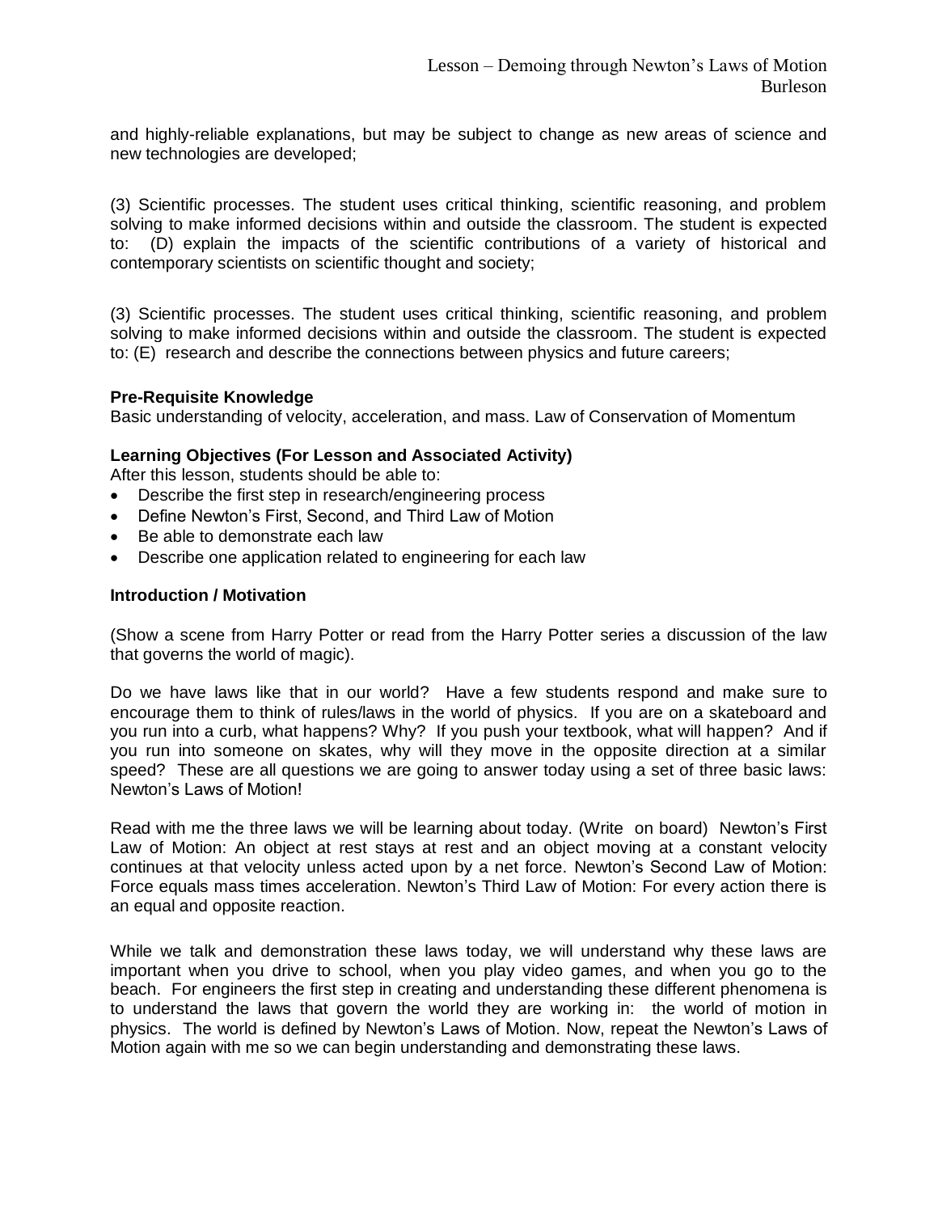and highly-reliable explanations, but may be subject to change as new areas of science and new technologies are developed;

(3) Scientific processes. The student uses critical thinking, scientific reasoning, and problem solving to make informed decisions within and outside the classroom. The student is expected to: (D) explain the impacts of the scientific contributions of a variety of historical and contemporary scientists on scientific thought and society;

(3) Scientific processes. The student uses critical thinking, scientific reasoning, and problem solving to make informed decisions within and outside the classroom. The student is expected to: (E) research and describe the connections between physics and future careers;

**Pre-Requisite Knowledge**

Basic understanding of velocity, acceleration, and mass. Law of Conservation of Momentum

**Learning Objectives (For Lesson and Associated Activity)**

After this lesson, students should be able to:

- Describe the first step in research/engineering process
- Define Newton's First, Second, and Third Law of Motion
- Be able to demonstrate each law
- Describe one application related to engineering for each law

**Introduction / Motivation**

(Show a scene from Harry Potter or read from the Harry Potter series a discussion of the law that governs the world of magic).

Do we have laws like that in our world? Have a few students respond and make sure to encourage them to think of rules/laws in the world of physics. If you are on a skateboard and you run into a curb, what happens? Why? If you push your textbook, what will happen? And if you run into someone on skates, why will they move in the opposite direction at a similar speed? These are all questions we are going to answer today using a set of three basic laws: Newton's Laws of Motion!

Read with me the three laws we will be learning about today. (Write on board) Newton's First Law of Motion: An object at rest stays at rest and an object moving at a constant velocity continues at that velocity unless acted upon by a net force. Newton's Second Law of Motion: Force equals mass times acceleration. Newton's Third Law of Motion: For every action there is an equal and opposite reaction.

While we talk and demonstration these laws today, we will understand why these laws are important when you drive to school, when you play video games, and when you go to the beach. For engineers the first step in creating and understanding these different phenomena is to understand the laws that govern the world they are working in: the world of motion in physics. The world is defined by Newton's Laws of Motion. Now, repeat the Newton's Laws of Motion again with me so we can begin understanding and demonstrating these laws.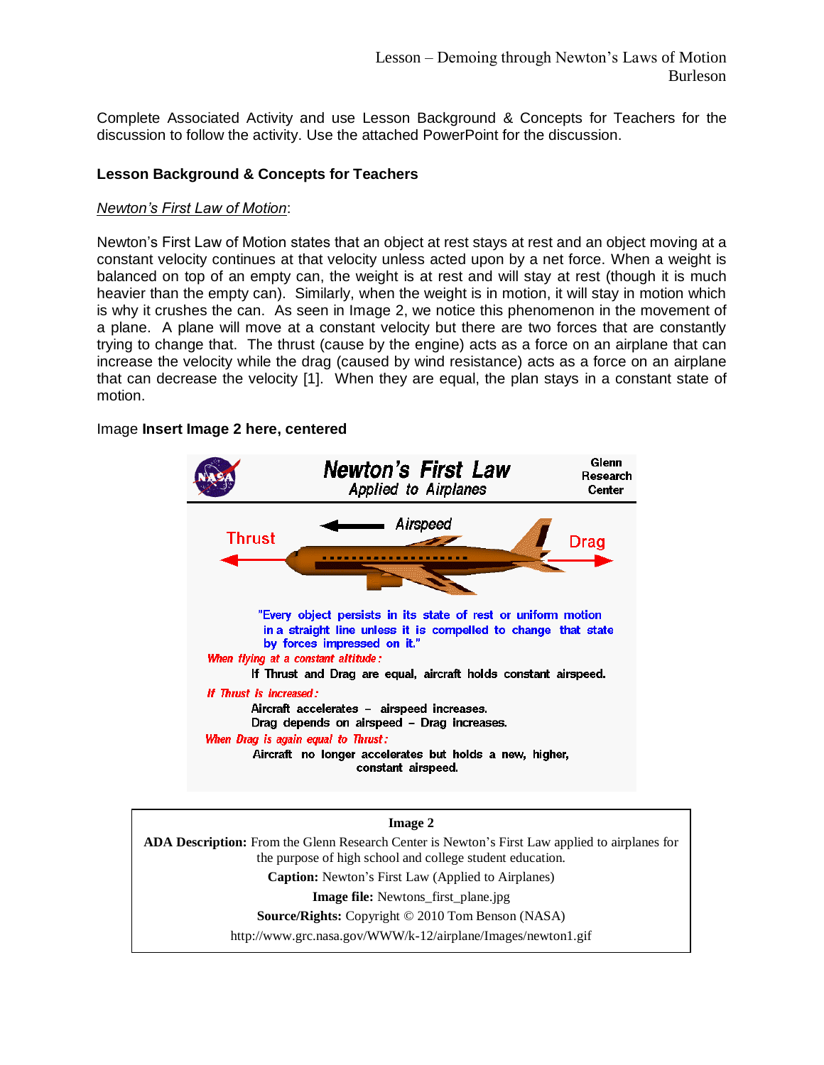Complete Associated Activity and use Lesson Background & Concepts for Teachers for the discussion to follow the activity. Use the attached PowerPoint for the discussion.

### Lesson Background & Concepts for Teachers

*Newton's First Law of Motion*:

Newton's First Law of Motion states that an object at rest stays at rest and an object moving at a constant velocity continues at that velocity unless acted upon by a net force. When a weight is balanced on top of an empty can, the weight is at rest and will stay at rest (though it is much heavier than the empty can). Similarly, when the weight is in motion, it will stay in motion which is why it crushes the can. As seen in Image 2, we notice this phenomenon in the movement of a plane. A plane will move at a constant velocity but there are two forces that are constantly trying to change that. The thrust (cause by the engine) acts as a force on an airplane that can increase the velocity while the drag (caused by wind resistance) acts as a force on an airplane that can decrease the velocity [1]. When they are equal, the plan stays in a constant state of motion.

Image **Insert Image 2 here, centered**

Newton's First Law
Applied to Airplanes
Glenn Research Center

Thrust
Airspeed
Drag

"Every object persists in its state of rest or uniform motion in a straight line unless it is compelled to change that state by forces impressed on it."

*When flying at a constant altitude:*
If Thrust and Drag are equal, aircraft holds constant airspeed.

*If Thrust is increased:*
Aircraft accelerates – airspeed increases.
Drag depends on airspeed – Drag increases.

*When Drag is again equal to Thrust:*
Aircraft no longer accelerates but holds a new, higher, constant airspeed.

**Image 2**

**ADA Description:** From the Glenn Research Center is Newton's First Law applied to airplanes for the purpose of high school and college student education.

**Caption:** Newton's First Law (Applied to Airplanes)

**Image file:** Newtons_first_plane.jpg

**Source/Rights:** Copyright © 2010 Tom Benson (NASA)

http://www.grc.nasa.gov/WWW/k-12/airplane/Images/newton1.gif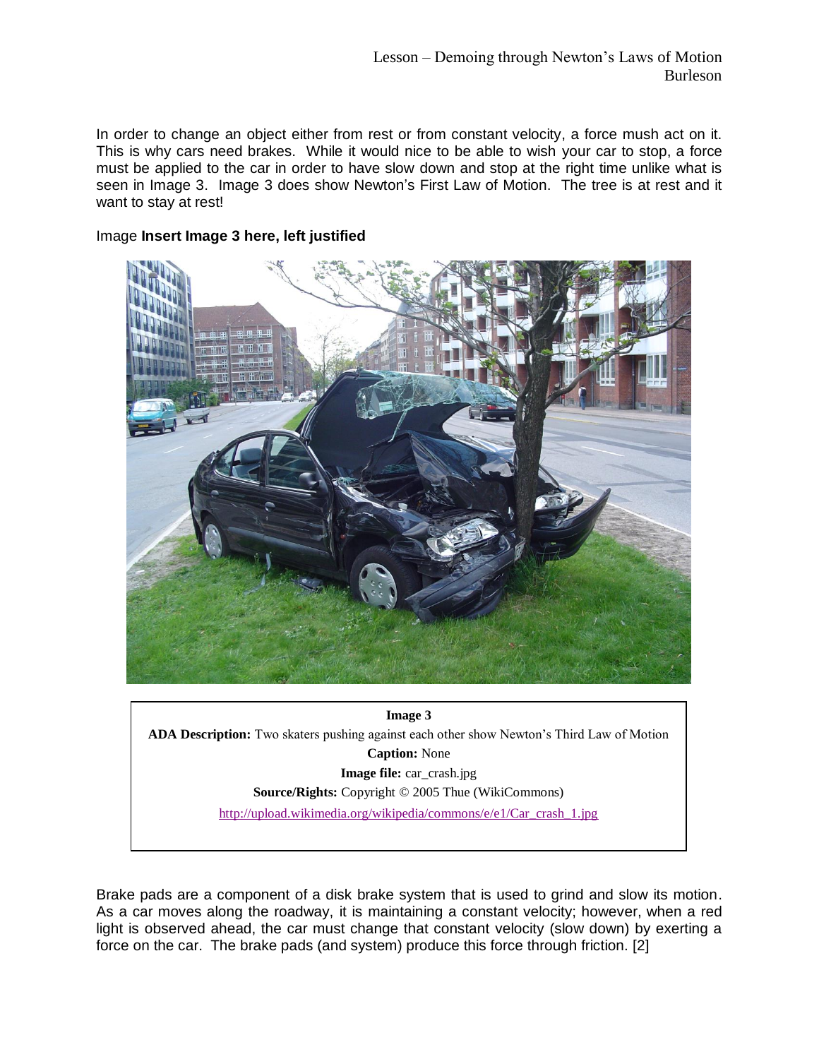In order to change an object either from rest or from constant velocity, a force mush act on it. This is why cars need brakes. While it would nice to be able to wish your car to stop, a force must be applied to the car in order to have slow down and stop at the right time unlike what is seen in Image 3. Image 3 does show Newton's First Law of Motion. The tree is at rest and it want to stay at rest!

Image **Insert Image 3 here, left justified**

**Image 3**

**ADA Description:** Two skaters pushing against each other show Newton's Third Law of Motion

**Caption:** None

**Image file:** car_crash.jpg

**Source/Rights:** Copyright © 2005 Thue (WikiCommons)

http://upload.wikimedia.org/wikipedia/commons/e/e1/Car_crash_1.jpg

Brake pads are a component of a disk brake system that is used to grind and slow its motion. As a car moves along the roadway, it is maintaining a constant velocity; however, when a red light is observed ahead, the car must change that constant velocity (slow down) by exerting a force on the car. The brake pads (and system) produce this force through friction. [2]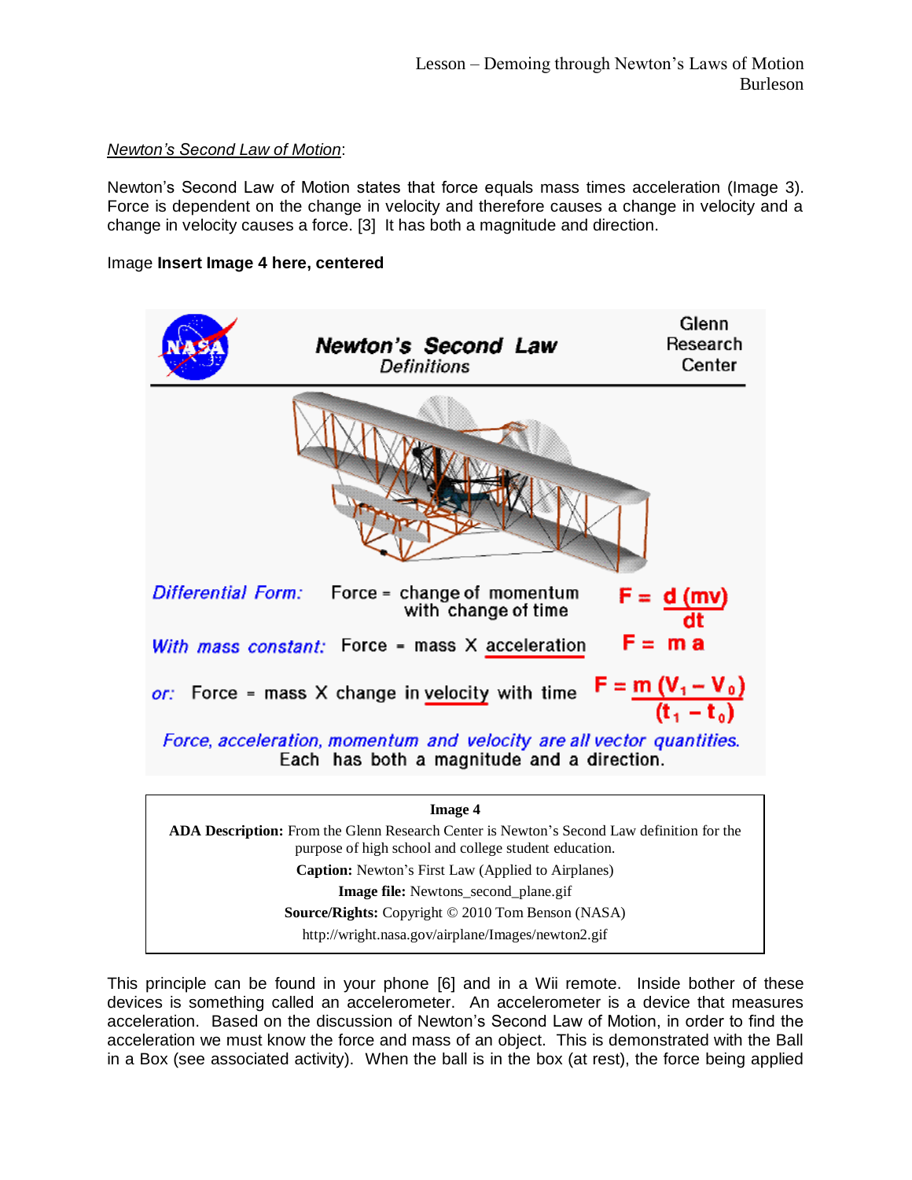*Newton's Second Law of Motion*:

Newton's Second Law of Motion states that force equals mass times acceleration (Image 3). Force is dependent on the change in velocity and therefore causes a change in velocity and a change in velocity causes a force. [3] It has both a magnitude and direction.

Image **Insert Image 4 here, centered**

Newton's Second Law

Definitions

Glenn Research Center

*Differential Form:* Force = change of momentum with change of time $F = \frac{d\,(mv)}{dt}$

*With mass constant:* Force = mass X acceleration $F = m\,a$

*or:* Force = mass X change in velocity with time $F = \frac{m\,(V_1 - V_0)}{(t_1 - t_0)}$

*Force, acceleration, momentum and velocity are all vector quantities.* Each has both a magnitude and a direction.

**Image 4**

**ADA Description:** From the Glenn Research Center is Newton's Second Law definition for the purpose of high school and college student education.

**Caption:** Newton's First Law (Applied to Airplanes)

**Image file:** Newtons_second_plane.gif

**Source/Rights:** Copyright © 2010 Tom Benson (NASA)

http://wright.nasa.gov/airplane/Images/newton2.gif

This principle can be found in your phone [6] and in a Wii remote. Inside bother of these devices is something called an accelerometer. An accelerometer is a device that measures acceleration. Based on the discussion of Newton's Second Law of Motion, in order to find the acceleration we must know the force and mass of an object. This is demonstrated with the Ball in a Box (see associated activity). When the ball is in the box (at rest), the force being applied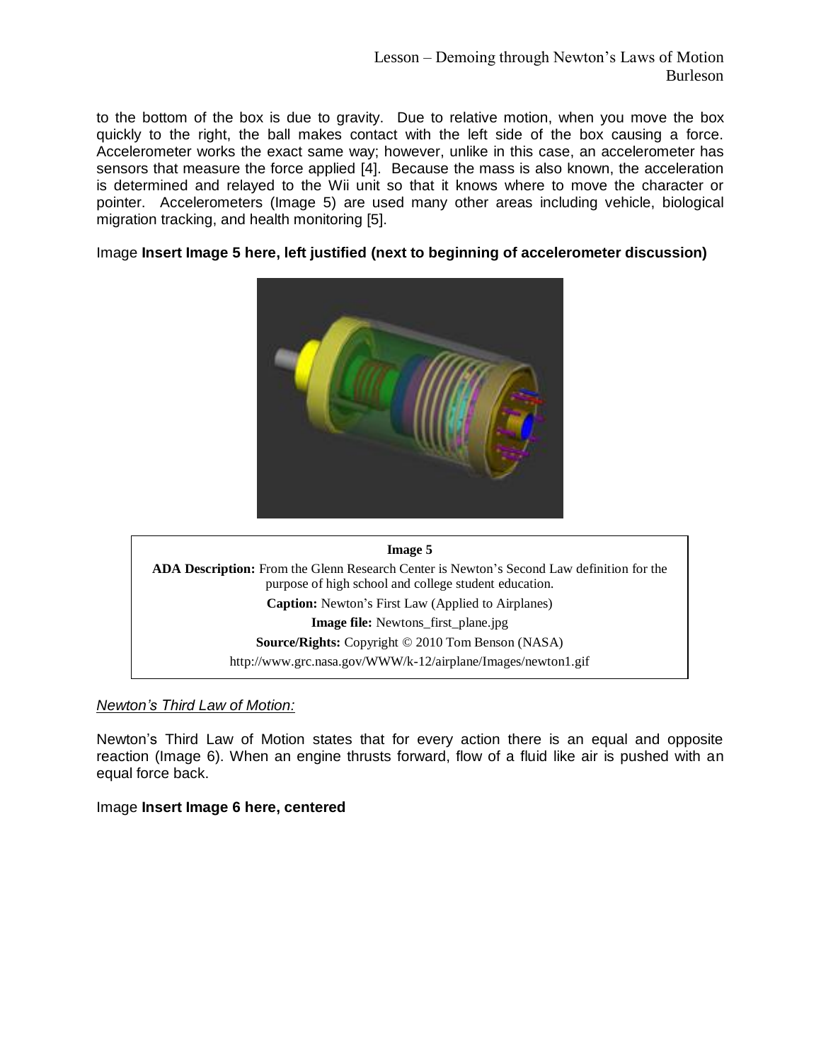to the bottom of the box is due to gravity. Due to relative motion, when you move the box quickly to the right, the ball makes contact with the left side of the box causing a force. Accelerometer works the exact same way; however, unlike in this case, an accelerometer has sensors that measure the force applied [4]. Because the mass is also known, the acceleration is determined and relayed to the Wii unit so that it knows where to move the character or pointer. Accelerometers (Image 5) are used many other areas including vehicle, biological migration tracking, and health monitoring [5].

Image **Insert Image 5 here, left justified (next to beginning of accelerometer discussion)**

**Image 5**

**ADA Description:** From the Glenn Research Center is Newton's Second Law definition for the purpose of high school and college student education.

**Caption:** Newton's First Law (Applied to Airplanes)

**Image file:** Newtons_first_plane.jpg

**Source/Rights:** Copyright © 2010 Tom Benson (NASA)

http://www.grc.nasa.gov/WWW/k-12/airplane/Images/newton1.gif

*Newton's Third Law of Motion:*

Newton's Third Law of Motion states that for every action there is an equal and opposite reaction (Image 6). When an engine thrusts forward, flow of a fluid like air is pushed with an equal force back.

Image **Insert Image 6 here, centered**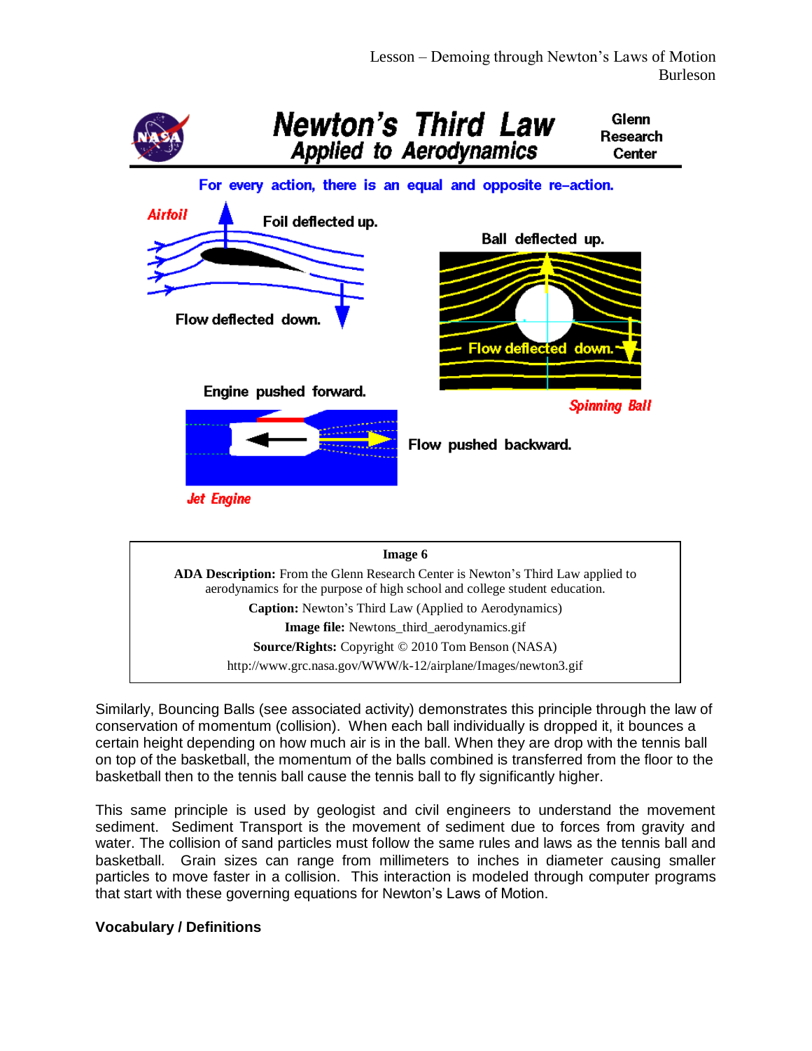Newton's Third Law

Applied to Aerodynamics

Glenn Research Center

For every action, there is an equal and opposite re-action.

Airfoil

Foil deflected up.

Flow deflected down.

Ball deflected up.

Flow deflected down.

Spinning Ball

Engine pushed forward.

Flow pushed backward.

Jet Engine

**Image 6**

**ADA Description:** From the Glenn Research Center is Newton's Third Law applied to aerodynamics for the purpose of high school and college student education.

**Caption:** Newton's Third Law (Applied to Aerodynamics)

**Image file:** Newtons_third_aerodynamics.gif

**Source/Rights:** Copyright © 2010 Tom Benson (NASA)

http://www.grc.nasa.gov/WWW/k-12/airplane/Images/newton3.gif

Similarly, Bouncing Balls (see associated activity) demonstrates this principle through the law of conservation of momentum (collision). When each ball individually is dropped it, it bounces a certain height depending on how much air is in the ball. When they are drop with the tennis ball on top of the basketball, the momentum of the balls combined is transferred from the floor to the basketball then to the tennis ball cause the tennis ball to fly significantly higher.

This same principle is used by geologist and civil engineers to understand the movement sediment. Sediment Transport is the movement of sediment due to forces from gravity and water. The collision of sand particles must follow the same rules and laws as the tennis ball and basketball. Grain sizes can range from millimeters to inches in diameter causing smaller particles to move faster in a collision. This interaction is modeled through computer programs that start with these governing equations for Newton's Laws of Motion.

**Vocabulary / Definitions**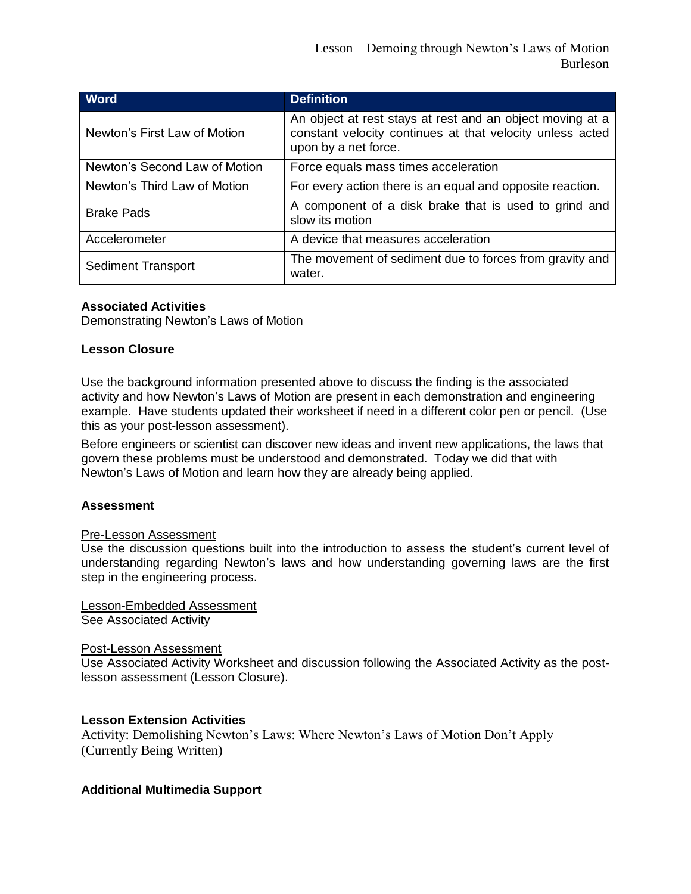| Word | Definition |
|---|---|
| Newton's First Law of Motion | An object at rest stays at rest and an object moving at a constant velocity continues at that velocity unless acted upon by a net force. |
| Newton's Second Law of Motion | Force equals mass times acceleration |
| Newton's Third Law of Motion | For every action there is an equal and opposite reaction. |
| Brake Pads | A component of a disk brake that is used to grind and slow its motion |
| Accelerometer | A device that measures acceleration |
| Sediment Transport | The movement of sediment due to forces from gravity and water. |

**Associated Activities**

Demonstrating Newton's Laws of Motion

**Lesson Closure**

Use the background information presented above to discuss the finding is the associated activity and how Newton's Laws of Motion are present in each demonstration and engineering example. Have students updated their worksheet if need in a different color pen or pencil. (Use this as your post-lesson assessment).

Before engineers or scientist can discover new ideas and invent new applications, the laws that govern these problems must be understood and demonstrated. Today we did that with Newton's Laws of Motion and learn how they are already being applied.

**Assessment**

Pre-Lesson Assessment

Use the discussion questions built into the introduction to assess the student's current level of understanding regarding Newton's laws and how understanding governing laws are the first step in the engineering process.

Lesson-Embedded Assessment

See Associated Activity

Post-Lesson Assessment

Use Associated Activity Worksheet and discussion following the Associated Activity as the post-lesson assessment (Lesson Closure).

**Lesson Extension Activities**

Activity: Demolishing Newton's Laws: Where Newton's Laws of Motion Don't Apply (Currently Being Written)

**Additional Multimedia Support**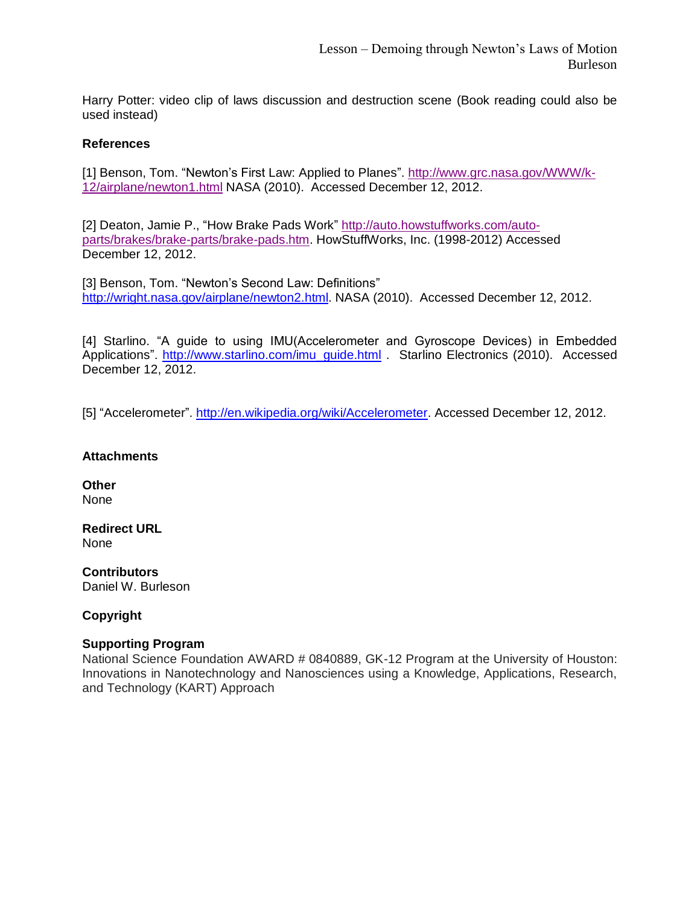Harry Potter: video clip of laws discussion and destruction scene (Book reading could also be used instead)

**References**

[1] Benson, Tom. "Newton's First Law: Applied to Planes". http://www.grc.nasa.gov/WWW/k-12/airplane/newton1.html NASA (2010). Accessed December 12, 2012.

[2] Deaton, Jamie P., "How Brake Pads Work" http://auto.howstuffworks.com/auto-parts/brakes/brake-parts/brake-pads.htm. HowStuffWorks, Inc. (1998-2012) Accessed December 12, 2012.

[3] Benson, Tom. "Newton's Second Law: Definitions" http://wright.nasa.gov/airplane/newton2.html. NASA (2010). Accessed December 12, 2012.

[4] Starlino. "A guide to using IMU(Accelerometer and Gyroscope Devices) in Embedded Applications". http://www.starlino.com/imu_guide.html . Starlino Electronics (2010). Accessed December 12, 2012.

[5] "Accelerometer". http://en.wikipedia.org/wiki/Accelerometer. Accessed December 12, 2012.

**Attachments**

**Other**
None

**Redirect URL**
None

**Contributors**
Daniel W. Burleson

**Copyright**

**Supporting Program**
National Science Foundation AWARD # 0840889, GK-12 Program at the University of Houston: Innovations in Nanotechnology and Nanosciences using a Knowledge, Applications, Research, and Technology (KART) Approach